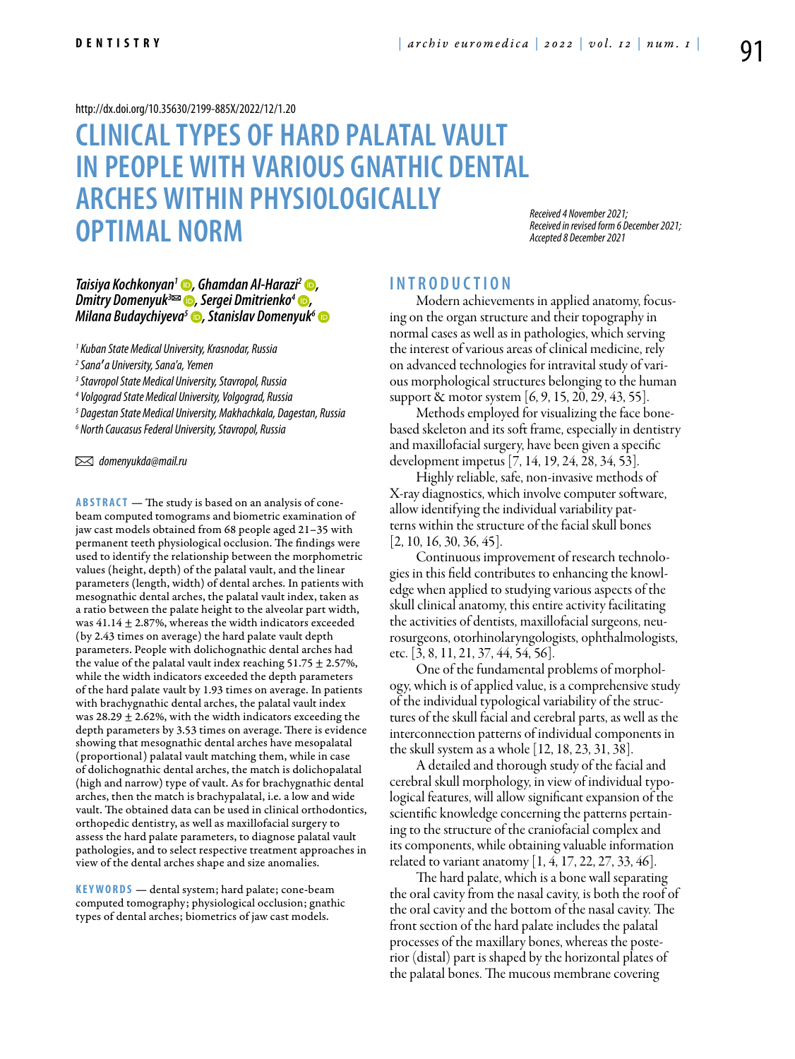http://dx.doi.org/10.35630/2199-885X/2022/12/1.20

# CLINICAL TYPES OF HARD PALATAL VAULT IN PEOPLE WITH VARIOUS GNATHIC DENTAL ARCHES WITHIN PHYSIOLOGICALLY OPTIMAL NORM

*Received 4 November 2021;*
*Received in revised form 6 December 2021;*
*Accepted 8 December 2021*

***Taisiya Kochkonyan[1], Ghamdan Al-Harazi[2], Dmitry Domenyuk[3], Sergei Dmitrienko[4], Milana Budaychiyeva[5], Stanislav Domenyuk[6]***

*[1] Kuban State Medical University, Krasnodar, Russia*
*[2] Sana'a University, Sana'a, Yemen*
*[3] Stavropol State Medical University, Stavropol, Russia*
*[4] Volgograd State Medical University, Volgograd, Russia*
*[5] Dagestan State Medical University, Makhachkala, Dagestan, Russia*
*[6] North Caucasus Federal University, Stavropol, Russia*

✉ *domenyukda@mail.ru*

**ABSTRACT** — The study is based on an analysis of cone-beam computed tomograms and biometric examination of jaw cast models obtained from 68 people aged 21–35 with permanent teeth physiological occlusion. The findings were used to identify the relationship between the morphometric values (height, depth) of the palatal vault, and the linear parameters (length, width) of dental arches. In patients with mesognathic dental arches, the palatal vault index, taken as a ratio between the palate height to the alveolar part width, was 41.14 ± 2.87%, whereas the width indicators exceeded (by 2.43 times on average) the hard palate vault depth parameters. People with dolichognathic dental arches had the value of the palatal vault index reaching 51.75 ± 2.57%, while the width indicators exceeded the depth parameters of the hard palate vault by 1.93 times on average. In patients with brachygnathic dental arches, the palatal vault index was 28.29 ± 2.62%, with the width indicators exceeding the depth parameters by 3.53 times on average. There is evidence showing that mesognathic dental arches have mesopalatal (proportional) palatal vault matching them, while in case of dolichognathic dental arches, the match is dolichopalatal (high and narrow) type of vault. As for brachygnathic dental arches, then the match is brachypalatal, i.e. a low and wide vault. The obtained data can be used in clinical orthodontics, orthopedic dentistry, as well as maxillofacial surgery to assess the hard palate parameters, to diagnose palatal vault pathologies, and to select respective treatment approaches in view of the dental arches shape and size anomalies.

**KEYWORDS** — dental system; hard palate; cone-beam computed tomography; physiological occlusion; gnathic types of dental arches; biometrics of jaw cast models.

## INTRODUCTION

Modern achievements in applied anatomy, focusing on the organ structure and their topography in normal cases as well as in pathologies, which serving the interest of various areas of clinical medicine, rely on advanced technologies for intravital study of various morphological structures belonging to the human support & motor system [6, 9, 15, 20, 29, 43, 55].

Methods employed for visualizing the face bone-based skeleton and its soft frame, especially in dentistry and maxillofacial surgery, have been given a specific development impetus [7, 14, 19, 24, 28, 34, 53].

Highly reliable, safe, non-invasive methods of X-ray diagnostics, which involve computer software, allow identifying the individual variability patterns within the structure of the facial skull bones [2, 10, 16, 30, 36, 45].

Continuous improvement of research technologies in this field contributes to enhancing the knowledge when applied to studying various aspects of the skull clinical anatomy, this entire activity facilitating the activities of dentists, maxillofacial surgeons, neurosurgeons, otorhinolaryngologists, ophthalmologists, etc. [3, 8, 11, 21, 37, 44, 54, 56].

One of the fundamental problems of morphology, which is of applied value, is a comprehensive study of the individual typological variability of the structures of the skull facial and cerebral parts, as well as the interconnection patterns of individual components in the skull system as a whole [12, 18, 23, 31, 38].

A detailed and thorough study of the facial and cerebral skull morphology, in view of individual typological features, will allow significant expansion of the scientific knowledge concerning the patterns pertaining to the structure of the craniofacial complex and its components, while obtaining valuable information related to variant anatomy [1, 4, 17, 22, 27, 33, 46].

The hard palate, which is a bone wall separating the oral cavity from the nasal cavity, is both the roof of the oral cavity and the bottom of the nasal cavity. The front section of the hard palate includes the palatal processes of the maxillary bones, whereas the posterior (distal) part is shaped by the horizontal plates of the palatal bones. The mucous membrane covering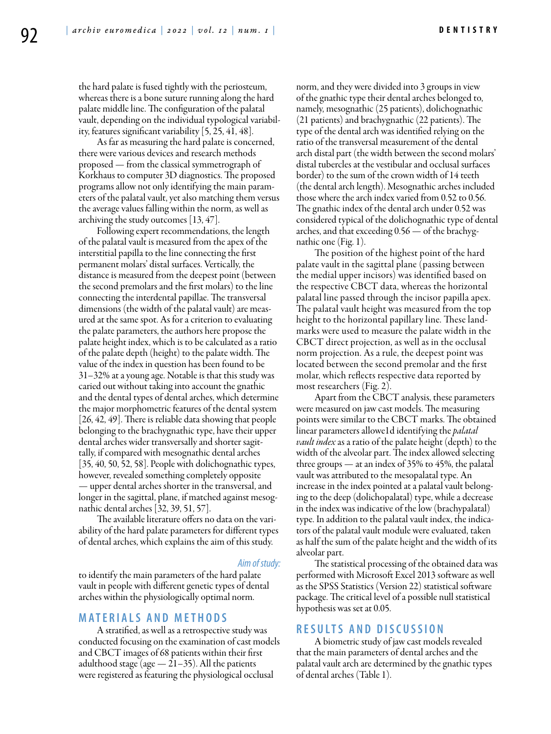the hard palate is fused tightly with the periosteum, whereas there is a bone suture running along the hard palate middle line. The configuration of the palatal vault, depending on the individual typological variability, features significant variability [5, 25, 41, 48].

As far as measuring the hard palate is concerned, there were various devices and research methods proposed — from the classical symmetrograph of Korkhaus to computer 3D diagnostics. The proposed programs allow not only identifying the main parameters of the palatal vault, yet also matching them versus the average values falling within the norm, as well as archiving the study outcomes [13, 47].

Following expert recommendations, the length of the palatal vault is measured from the apex of the interstitial papilla to the line connecting the first permanent molars' distal surfaces. Vertically, the distance is measured from the deepest point (between the second premolars and the first molars) to the line connecting the interdental papillae. The transversal dimensions (the width of the palatal vault) are measured at the same spot. As for a criterion to evaluating the palate parameters, the authors here propose the palate height index, which is to be calculated as a ratio of the palate depth (height) to the palate width. The value of the index in question has been found to be 31–32% at a young age. Notable is that this study was caried out without taking into account the gnathic and the dental types of dental arches, which determine the major morphometric features of the dental system [26, 42, 49]. There is reliable data showing that people belonging to the brachygnathic type, have their upper dental arches wider transversally and shorter sagittally, if compared with mesognathic dental arches [35, 40, 50, 52, 58]. People with dolichognathic types, however, revealed something completely opposite — upper dental arches shorter in the transversal, and longer in the sagittal, plane, if matched against mesognathic dental arches [32, 39, 51, 57].

The available literature offers no data on the variability of the hard palate parameters for different types of dental arches, which explains the aim of this study.

*Aim of study:*

to identify the main parameters of the hard palate vault in people with different genetic types of dental arches within the physiologically optimal norm.

## MATERIALS AND METHODS

A stratified, as well as a retrospective study was conducted focusing on the examination of cast models and CBCT images of 68 patients within their first adulthood stage (age — 21–35). All the patients were registered as featuring the physiological occlusal norm, and they were divided into 3 groups in view of the gnathic type their dental arches belonged to, namely, mesognathic (25 patients), dolichognathic (21 patients) and brachygnathic (22 patients). The type of the dental arch was identified relying on the ratio of the transversal measurement of the dental arch distal part (the width between the second molars' distal tubercles at the vestibular and occlusal surfaces border) to the sum of the crown width of 14 teeth (the dental arch length). Mesognathic arches included those where the arch index varied from 0.52 to 0.56. The gnathic index of the dental arch under 0.52 was considered typical of the dolichognathic type of dental arches, and that exceeding 0.56 — of the brachygnathic one (Fig. 1).

The position of the highest point of the hard palate vault in the sagittal plane (passing between the medial upper incisors) was identified based on the respective CBCT data, whereas the horizontal palatal line passed through the incisor papilla apex. The palatal vault height was measured from the top height to the horizontal papillary line. These landmarks were used to measure the palate width in the CBCT direct projection, as well as in the occlusal norm projection. As a rule, the deepest point was located between the second premolar and the first molar, which reflects respective data reported by most researchers (Fig. 2).

Apart from the CBCT analysis, these parameters were measured on jaw cast models. The measuring points were similar to the CBCT marks. The obtained linear parameters allowe1d identifying the *palatal vault index* as a ratio of the palate height (depth) to the width of the alveolar part. The index allowed selecting three groups — at an index of 35% to 45%, the palatal vault was attributed to the mesopalatal type. An increase in the index pointed at a palatal vault belonging to the deep (dolichopalatal) type, while a decrease in the index was indicative of the low (brachypalatal) type. In addition to the palatal vault index, the indicators of the palatal vault module were evaluated, taken as half the sum of the palate height and the width of its alveolar part.

The statistical processing of the obtained data was performed with Microsoft Excel 2013 software as well as the SPSS Statistics (Version 22) statistical software package. The critical level of a possible null statistical hypothesis was set at 0.05.

## RESULTS AND DISCUSSION

A biometric study of jaw cast models revealed that the main parameters of dental arches and the palatal vault arch are determined by the gnathic types of dental arches (Table 1).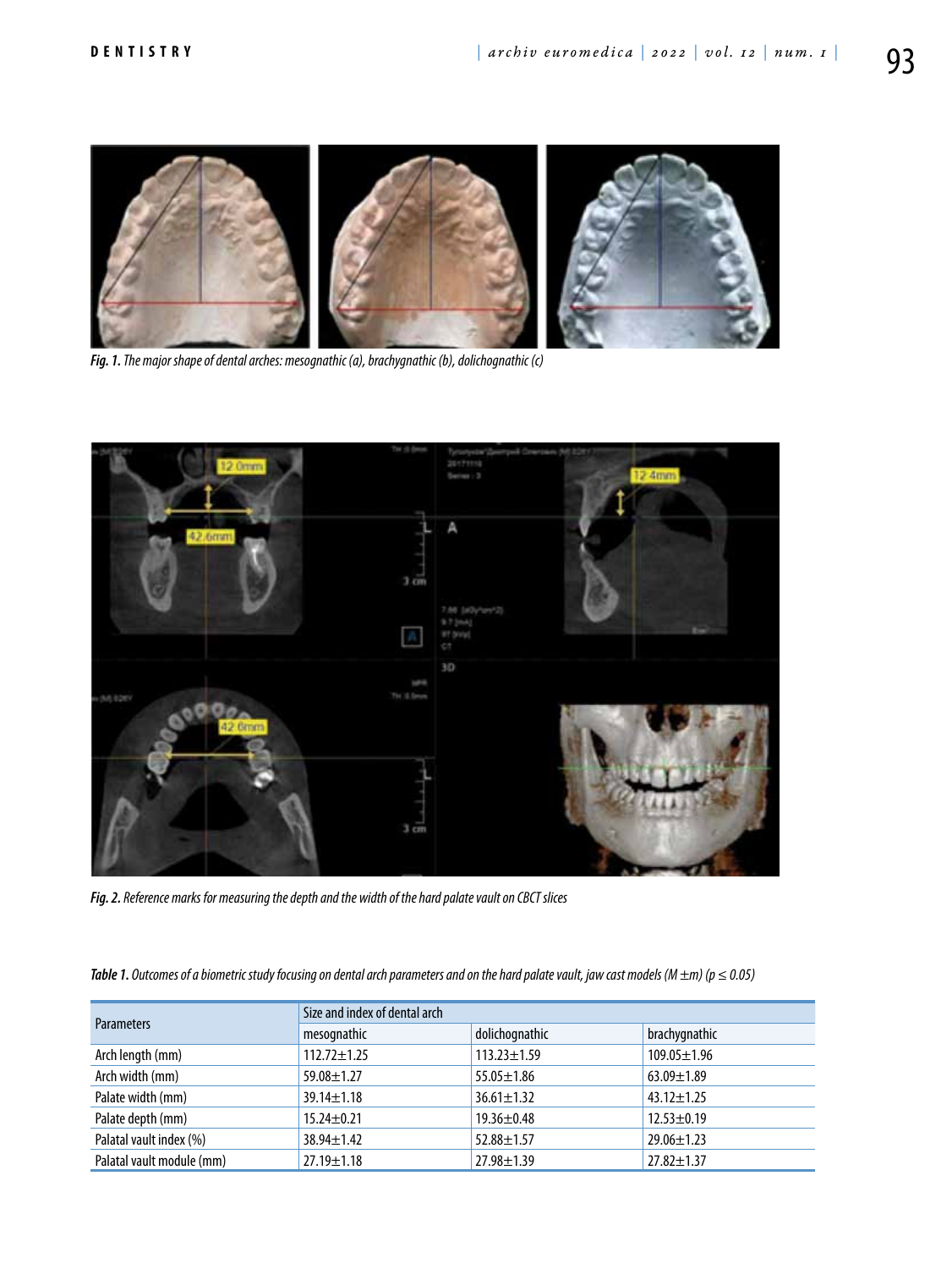*Fig. 1. The major shape of dental arches: mesognathic (a), brachygnathic (b), dolichognathic (c)*

*Fig. 2. Reference marks for measuring the depth and the width of the hard palate vault on CBCT slices*

*Table 1. Outcomes of a biometric study focusing on dental arch parameters and on the hard palate vault, jaw cast models (M ±m) (p ≤ 0.05)*

| Parameters | Size and index of dental arch | | |
|---|---|---|---|
| | mesognathic | dolichognathic | brachygnathic |
| Arch length (mm) | 112.72±1.25 | 113.23±1.59 | 109.05±1.96 |
| Arch width (mm) | 59.08±1.27 | 55.05±1.86 | 63.09±1.89 |
| Palate width (mm) | 39.14±1.18 | 36.61±1.32 | 43.12±1.25 |
| Palate depth (mm) | 15.24±0.21 | 19.36±0.48 | 12.53±0.19 |
| Palatal vault index (%) | 38.94±1.42 | 52.88±1.57 | 29.06±1.23 |
| Palatal vault module (mm) | 27.19±1.18 | 27.98±1.39 | 27.82±1.37 |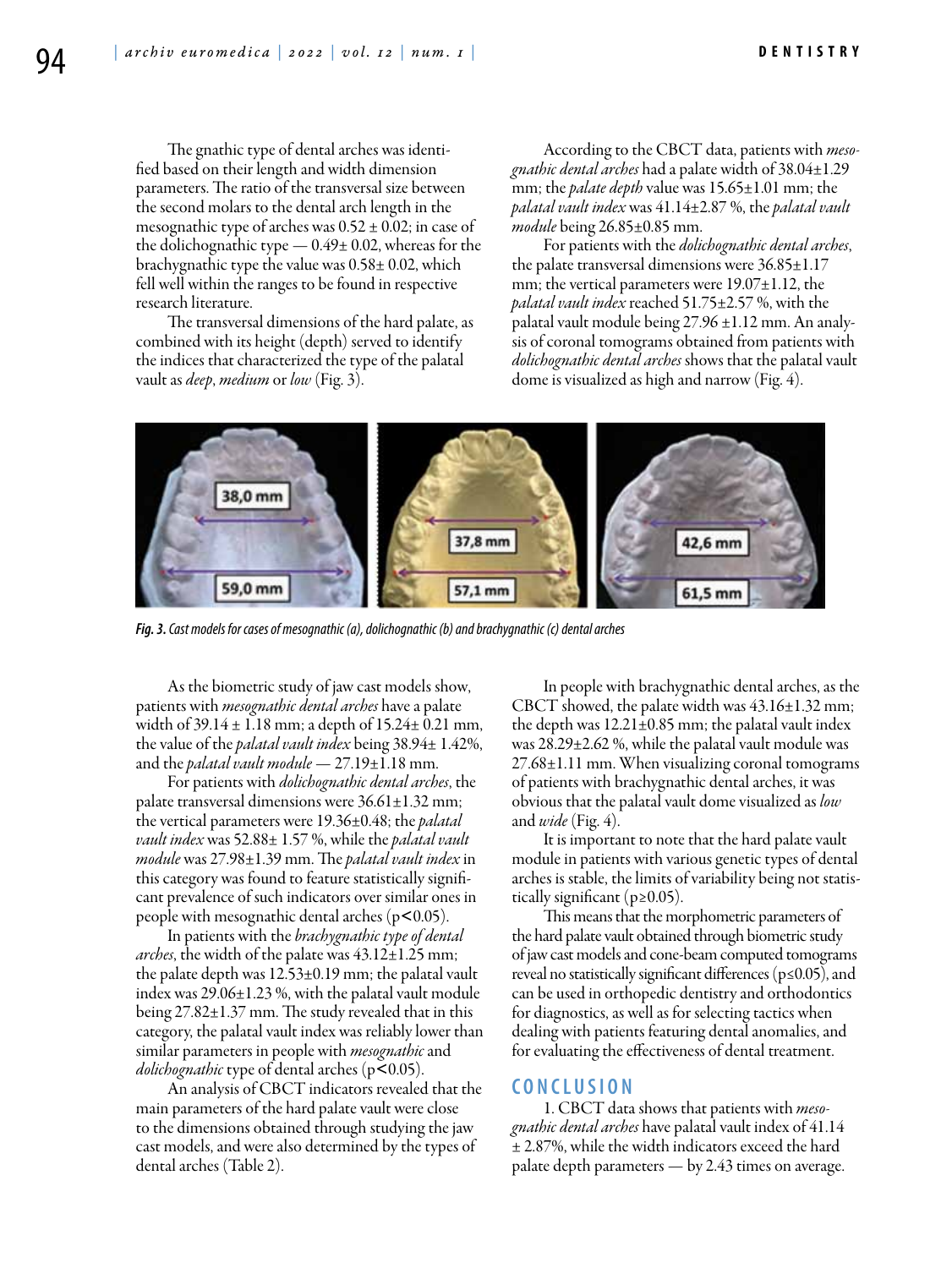The gnathic type of dental arches was identified based on their length and width dimension parameters. The ratio of the transversal size between the second molars to the dental arch length in the mesognathic type of arches was 0.52 ± 0.02; in case of the dolichognathic type — 0.49± 0.02, whereas for the brachygnathic type the value was 0.58± 0.02, which fell well within the ranges to be found in respective research literature.

The transversal dimensions of the hard palate, as combined with its height (depth) served to identify the indices that characterized the type of the palatal vault as *deep*, *medium* or *low* (Fig. 3).

According to the CBCT data, patients with *mesognathic dental arches* had a palate width of 38.04±1.29 mm; the *palate depth* value was 15.65±1.01 mm; the *palatal vault index* was 41.14±2.87 %, the *palatal vault module* being 26.85±0.85 mm.

For patients with the *dolichognathic dental arches*, the palate transversal dimensions were 36.85±1.17 mm; the vertical parameters were 19.07±1.12, the *palatal vault index* reached 51.75±2.57 %, with the palatal vault module being 27.96 ±1.12 mm. An analysis of coronal tomograms obtained from patients with *dolichognathic dental arches* shows that the palatal vault dome is visualized as high and narrow (Fig. 4).

*Fig. 3. Cast models for cases of mesognathic (a), dolichognathic (b) and brachygnathic (c) dental arches*

As the biometric study of jaw cast models show, patients with *mesognathic dental arches* have a palate width of 39.14 ± 1.18 mm; a depth of 15.24± 0.21 mm, the value of the *palatal vault index* being 38.94± 1.42%, and the *palatal vault module* — 27.19±1.18 mm.

For patients with *dolichognathic dental arches*, the palate transversal dimensions were 36.61±1.32 mm; the vertical parameters were 19.36±0.48; the *palatal vault index* was 52.88± 1.57 %, while the *palatal vault module* was 27.98±1.39 mm. The *palatal vault index* in this category was found to feature statistically significant prevalence of such indicators over similar ones in people with mesognathic dental arches ($p < 0.05$).

In patients with the *brachygnathic type of dental arches*, the width of the palate was 43.12±1.25 mm; the palate depth was 12.53±0.19 mm; the palatal vault index was 29.06±1.23 %, with the palatal vault module being 27.82±1.37 mm. The study revealed that in this category, the palatal vault index was reliably lower than similar parameters in people with *mesognathic* and *dolichognathic* type of dental arches ($p < 0.05$).

An analysis of CBCT indicators revealed that the main parameters of the hard palate vault were close to the dimensions obtained through studying the jaw cast models, and were also determined by the types of dental arches (Table 2).

In people with brachygnathic dental arches, as the CBCT showed, the palate width was 43.16±1.32 mm; the depth was 12.21±0.85 mm; the palatal vault index was 28.29±2.62 %, while the palatal vault module was 27.68±1.11 mm. When visualizing coronal tomograms of patients with brachygnathic dental arches, it was obvious that the palatal vault dome visualized as *low* and *wide* (Fig. 4).

It is important to note that the hard palate vault module in patients with various genetic types of dental arches is stable, the limits of variability being not statistically significant ($p \geq 0.05$).

This means that the morphometric parameters of the hard palate vault obtained through biometric study of jaw cast models and cone-beam computed tomograms reveal no statistically significant differences ($p \leq 0.05$), and can be used in orthopedic dentistry and orthodontics for diagnostics, as well as for selecting tactics when dealing with patients featuring dental anomalies, and for evaluating the effectiveness of dental treatment.

## CONCLUSION

1. CBCT data shows that patients with *mesognathic dental arches* have palatal vault index of 41.14 ± 2.87%, while the width indicators exceed the hard palate depth parameters — by 2.43 times on average.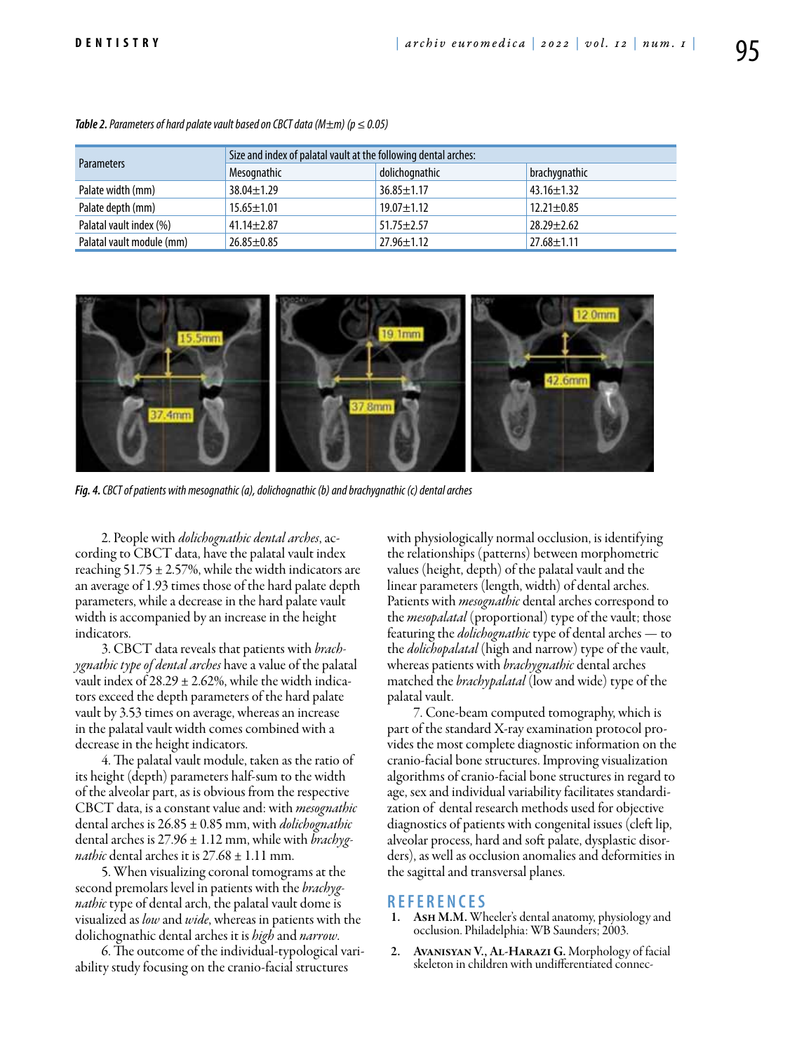*Table 2. Parameters of hard palate vault based on CBCT data (M±m) (p ≤ 0.05)*

| Parameters | Size and index of palatal vault at the following dental arches: | | |
|---|---|---|---|
| | Mesognathic | dolichognathic | brachygnathic |
| Palate width (mm) | 38.04±1.29 | 36.85±1.17 | 43.16±1.32 |
| Palate depth (mm) | 15.65±1.01 | 19.07±1.12 | 12.21±0.85 |
| Palatal vault index (%) | 41.14±2.87 | 51.75±2.57 | 28.29±2.62 |
| Palatal vault module (mm) | 26.85±0.85 | 27.96±1.12 | 27.68±1.11 |

*Fig. 4. CBCT of patients with mesognathic (a), dolichognathic (b) and brachygnathic (c) dental arches*

2. People with *dolichognathic dental arches*, according to CBCT data, have the palatal vault index reaching 51.75 ± 2.57%, while the width indicators are an average of 1.93 times those of the hard palate depth parameters, while a decrease in the hard palate vault width is accompanied by an increase in the height indicators.

3. CBCT data reveals that patients with *brachygnathic type of dental arches* have a value of the palatal vault index of 28.29 ± 2.62%, while the width indicators exceed the depth parameters of the hard palate vault by 3.53 times on average, whereas an increase in the palatal vault width comes combined with a decrease in the height indicators.

4. The palatal vault module, taken as the ratio of its height (depth) parameters half-sum to the width of the alveolar part, as is obvious from the respective CBCT data, is a constant value and: with *mesognathic* dental arches is 26.85 ± 0.85 mm, with *dolichognathic* dental arches is 27.96 ± 1.12 mm, while with *brachygnathic* dental arches it is 27.68 ± 1.11 mm.

5. When visualizing coronal tomograms at the second premolars level in patients with the *brachygnathic* type of dental arch, the palatal vault dome is visualized as *low* and *wide*, whereas in patients with the dolichognathic dental arches it is *high* and *narrow*.

6. The outcome of the individual-typological variability study focusing on the cranio-facial structures with physiologically normal occlusion, is identifying the relationships (patterns) between morphometric values (height, depth) of the palatal vault and the linear parameters (length, width) of dental arches. Patients with *mesognathic* dental arches correspond to the *mesopalatal* (proportional) type of the vault; those featuring the *dolichognathic* type of dental arches — to the *dolichopalatal* (high and narrow) type of the vault, whereas patients with *brachygnathic* dental arches matched the *brachypalatal* (low and wide) type of the palatal vault.

7. Cone-beam computed tomography, which is part of the standard X-ray examination protocol provides the most complete diagnostic information on the cranio-facial bone structures. Improving visualization algorithms of cranio-facial bone structures in regard to age, sex and individual variability facilitates standardization of dental research methods used for objective diagnostics of patients with congenital issues (cleft lip, alveolar process, hard and soft palate, dysplastic disorders), as well as occlusion anomalies and deformities in the sagittal and transversal planes.

## REFERENCES

1. **Ash M.M.** Wheeler's dental anatomy, physiology and occlusion. Philadelphia: WB Saunders; 2003.
2. **Avanisyan V., Al-Harazi G.** Morphology of facial skeleton in children with undifferentiated connec-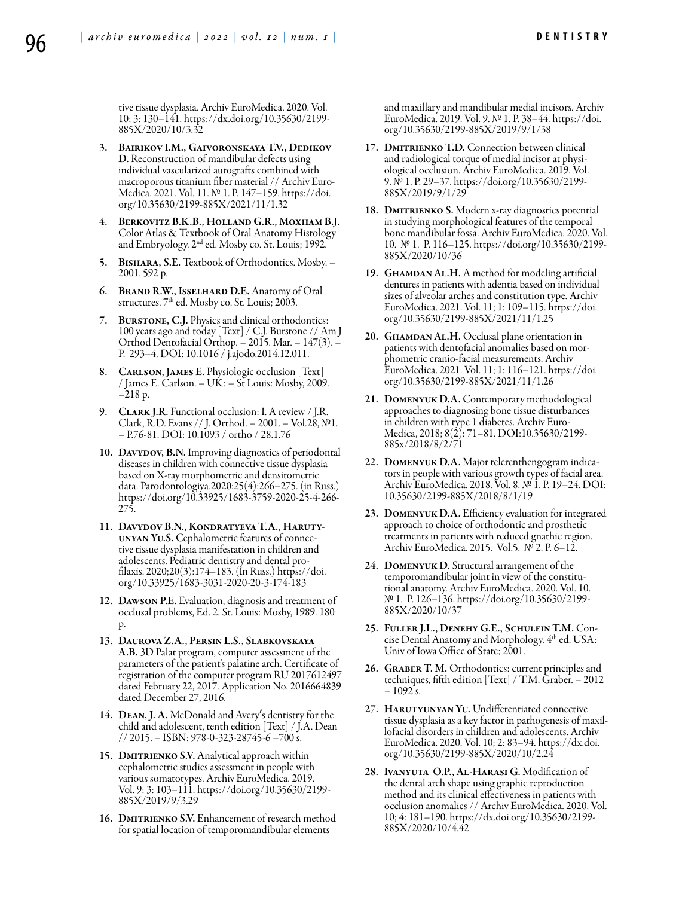tive tissue dysplasia. Archiv EuroMedica. 2020. Vol. 10; 3: 130–141. https://dx.doi.org/10.35630/2199-885X/2020/10/3.32

3. **Bairikov I.M., Gaivoronskaya T.V., Dedikov D.** Reconstruction of mandibular defects using individual vascularized autografts combined with macroporous titanium fiber material // Archiv EuroMedica. 2021. Vol. 11. № 1. P. 147–159. https://doi.org/10.35630/2199-885X/2021/11/1.32
4. **Berkovitz B.K.B., Holland G.R., Moxham B.J.** Color Atlas & Textbook of Oral Anatomy Histology and Embryology. 2nd ed. Mosby co. St. Louis; 1992.
5. **Bishara, S.E.** Textbook of Orthodontics. Mosby. – 2001. 592 p.
6. **Brand R.W., Isselhard D.E.** Anatomy of Oral structures. 7th ed. Mosby co. St. Louis; 2003.
7. **Burstone, C.J.** Physics and clinical orthodontics: 100 years ago and today [Text] / C.J. Burstone // Am J Orthod Dentofacial Orthop. – 2015. Mar. – 147(3). – P. 293–4. DOI: 10.1016 / j.ajodo.2014.12.011.
8. **Carlson, James E.** Physiologic occlusion [Text] / James E. Carlson. – UK: – St Louis: Mosby, 2009. –218 p.
9. **Clark J.R.** Functional occlusion: I. A review / J.R. Clark, R.D. Evans // J. Orthod. – 2001. – Vol.28, №1. – P.76-81. DOI: 10.1093 / ortho / 28.1.76
10. **Davydov, B.N.** Improving diagnostics of periodontal diseases in children with connective tissue dysplasia based on X-ray morphometric and densitometric data. Parodontologiya.2020;25(4):266–275. (in Russ.) https://doi.org/10.33925/1683-3759-2020-25-4-266-275.
11. **Davydov B.N., Kondratyeva T.A., Harutyunyan Yu.S.** Cephalometric features of connective tissue dysplasia manifestation in children and adolescents. Pediatric dentistry and dental profilaxis. 2020;20(3):174–183. (In Russ.) https://doi.org/10.33925/1683-3031-2020-20-3-174-183
12. **Dawson P.E.** Evaluation, diagnosis and treatment of occlusal problems, Ed. 2. St. Louis: Mosby, 1989. 180 p.
13. **Daurova Z.A., Persin L.S., Slabkovskaya A.B.** 3D Palat program, computer assessment of the parameters of the patient's palatine arch. Certificate of registration of the computer program RU 2017612497 dated February 22, 2017. Application No. 2016664839 dated December 27, 2016.
14. **Dean, J. A.** McDonald and Avery's dentistry for the child and adolescent, tenth edition [Text] / J.A. Dean // 2015. – ISBN: 978-0-323-28745-6 –700 s.
15. **Dmitrienko S.V.** Analytical approach within cephalometric studies assessment in people with various somatotypes. Archiv EuroMedica. 2019. Vol. 9; 3: 103–111. https://doi.org/10.35630/2199-885X/2019/9/3.29
16. **Dmitrienko S.V.** Enhancement of research method for spatial location of temporomandibular elements and maxillary and mandibular medial incisors. Archiv EuroMedica. 2019. Vol. 9. № 1. P. 38–44. https://doi.org/10.35630/2199-885X/2019/9/1/38
17. **Dmitrienko T.D.** Connection between clinical and radiological torque of medial incisor at physiological occlusion. Archiv EuroMedica. 2019. Vol. 9. № 1. P. 29–37. https://doi.org/10.35630/2199-885X/2019/9/1/29
18. **Dmitrienko S.** Modern x-ray diagnostics potential in studying morphological features of the temporal bone mandibular fossa. Archiv EuroMedica. 2020. Vol. 10. № 1. P. 116–125. https://doi.org/10.35630/2199-885X/2020/10/36
19. **Ghamdan Al.H.** A method for modeling artificial dentures in patients with adentia based on individual sizes of alveolar arches and constitution type. Archiv EuroMedica. 2021. Vol. 11; 1: 109–115. https://doi.org/10.35630/2199-885X/2021/11/1.25
20. **Ghamdan Al.H.** Occlusal plane orientation in patients with dentofacial anomalies based on morphometric cranio-facial measurements. Archiv EuroMedica. 2021. Vol. 11; 1: 116–121. https://doi.org/10.35630/2199-885X/2021/11/1.26
21. **Domenyuk D.A.** Contemporary methodological approaches to diagnosing bone tissue disturbances in children with type 1 diabetes. Archiv EuroMedica, 2018; 8(2): 71–81. DOI:10.35630/2199-885x/2018/8/2/71
22. **Domenyuk D.A.** Major telerenthengogram indicators in people with various growth types of facial area. Archiv EuroMedica. 2018. Vol. 8. № 1. P. 19–24. DOI: 10.35630/2199-885X/2018/8/1/19
23. **Domenyuk D.A.** Efficiency evaluation for integrated approach to choice of orthodontic and prosthetic treatments in patients with reduced gnathic region. Archiv EuroMedica. 2015. Vol.5. № 2. P. 6–12.
24. **Domenyuk D.** Structural arrangement of the temporomandibular joint in view of the constitutional anatomy. Archiv EuroMedica. 2020. Vol. 10. № 1. P. 126–136. https://doi.org/10.35630/2199-885X/2020/10/37
25. **Fuller J.L., Denehy G.E., Schulein T.M.** Concise Dental Anatomy and Morphology. 4th ed. USA: Univ of Iowa Office of State; 2001.
26. **Graber T. M.** Orthodontics: current principles and techniques, fifth edition [Text] / T.M. Graber. – 2012 – 1092 s.
27. **Harutyunyan Yu.** Undifferentiated connective tissue dysplasia as a key factor in pathogenesis of maxillofacial disorders in children and adolescents. Archiv EuroMedica. 2020. Vol. 10; 2: 83–94. https://dx.doi.org/10.35630/2199-885X/2020/10/2.24
28. **Ivanyuta O.P., Al-Harasi G.** Modification of the dental arch shape using graphic reproduction method and its clinical effectiveness in patients with occlusion anomalies // Archiv EuroMedica. 2020. Vol. 10; 4: 181–190. https://dx.doi.org/10.35630/2199-885X/2020/10/4.42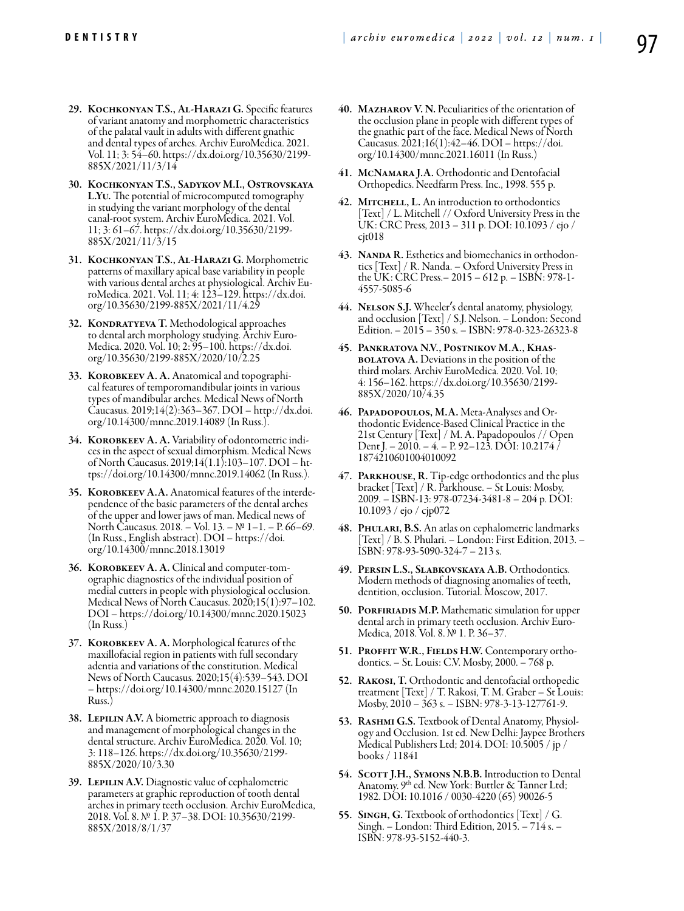29. **Kochkonyan T.S., Al-Harazi G.** Specific features of variant anatomy and morphometric characteristics of the palatal vault in adults with different gnathic and dental types of arches. Archiv EuroMedica. 2021. Vol. 11; 3: 54–60. https://dx.doi.org/10.35630/2199-885X/2021/11/3/14

30. **Kochkonyan T.S., Sadykov M.I., Ostrovskaya L.Yu.** The potential of microcomputed tomography in studying the variant morphology of the dental canal-root system. Archiv EuroMedica. 2021. Vol. 11; 3: 61–67. https://dx.doi.org/10.35630/2199-885X/2021/11/3/15

31. **Kochkonyan T.S., Al-Harazi G.** Morphometric patterns of maxillary apical base variability in people with various dental arches at physiological. Archiv EuroMedica. 2021. Vol. 11; 4: 123–129. https://dx.doi.org/10.35630/2199-885X/2021/11/4.29

32. **Kondratyeva T.** Methodological approaches to dental arch morphology studying. Archiv EuroMedica. 2020. Vol. 10; 2: 95–100. https://dx.doi.org/10.35630/2199-885X/2020/10/2.25

33. **Korobkeev A. A.** Anatomical and topographical features of temporomandibular joints in various types of mandibular arches. Medical News of North Caucasus. 2019;14(2):363–367. DOI – http://dx.doi.org/10.14300/mnnc.2019.14089 (In Russ.).

34. **Korobkeev A. A.** Variability of odontometric indices in the aspect of sexual dimorphism. Medical News of North Caucasus. 2019;14(1.1):103–107. DOI – https://doi.org/10.14300/mnnc.2019.14062 (In Russ.).

35. **Korobkeev A.A.** Anatomical features of the interdependence of the basic parameters of the dental arches of the upper and lower jaws of man. Medical news of North Caucasus. 2018. – Vol. 13. – № 1–1. – P. 66–69. (In Russ., English abstract). DOI – https://doi.org/10.14300/mnnc.2018.13019

36. **Korobkeev A. A.** Clinical and computer-tomographic diagnostics of the individual position of medial cutters in people with physiological occlusion. Medical News of North Caucasus. 2020;15(1):97–102. DOI – https://doi.org/10.14300/mnnc.2020.15023 (In Russ.)

37. **Korobkeev A. A.** Morphological features of the maxillofacial region in patients with full secondary adentia and variations of the constitution. Medical News of North Caucasus. 2020;15(4):539–543. DOI – https://doi.org/10.14300/mnnc.2020.15127 (In Russ.)

38. **Lepilin A.V.** A biometric approach to diagnosis and management of morphological changes in the dental structure. Archiv EuroMedica. 2020. Vol. 10; 3: 118–126. https://dx.doi.org/10.35630/2199-885X/2020/10/3.30

39. **Lepilin A.V.** Diagnostic value of cephalometric parameters at graphic reproduction of tooth dental arches in primary teeth occlusion. Archiv EuroMedica, 2018. Vol. 8. № 1. P. 37–38. DOI: 10.35630/2199-885X/2018/8/1/37

40. **Mazharov V. N.** Peculiarities of the orientation of the occlusion plane in people with different types of the gnathic part of the face. Medical News of North Caucasus. 2021;16(1):42–46. DOI – https://doi.org/10.14300/mnnc.2021.16011 (In Russ.)

41. **McNamara J.A.** Orthodontic and Dentofacial Orthopedics. Needfarm Press. Inc., 1998. 555 p.

42. **Mitchell, L.** An introduction to orthodontics [Text] / L. Mitchell // Oxford University Press in the UK: CRC Press, 2013 – 311 p. DOI: 10.1093 / ejo / cjt018

43. **Nanda R.** Esthetics and biomechanics in orthodontics [Text] / R. Nanda. – Oxford University Press in the UK: CRC Press.– 2015 – 612 p. – ISBN: 978-1-4557-5085-6

44. **Nelson S.J.** Wheeler's dental anatomy, physiology, and occlusion [Text] / S.J. Nelson. – London: Second Edition. – 2015 – 350 s. – ISBN: 978-0-323-26323-8

45. **Pankratova N.V., Postnikov M.A., Khasbolatova A.** Deviations in the position of the third molars. Archiv EuroMedica. 2020. Vol. 10; 4: 156–162. https://dx.doi.org/10.35630/2199-885X/2020/10/4.35

46. **Papadopoulos, M.A.** Meta-Analyses and Orthodontic Evidence-Based Clinical Practice in the 21st Century [Text] / M. A. Papadopoulos // Open Dent J. – 2010. – 4. – P. 92–123. DOI: 10.2174 / 1874210601004010092

47. **Parkhouse, R.** Tip-edge orthodontics and the plus bracket [Text] / R. Parkhouse. – St Louis: Mosby, 2009. – ISBN-13: 978-07234-3481-8 – 204 p. DOI: 10.1093 / ejo / cjp072

48. **Phulari, B.S.** An atlas on cephalometric landmarks [Text] / B. S. Phulari. – London: First Edition, 2013. – ISBN: 978-93-5090-324-7 – 213 s.

49. **Persin L.S., Slabkovskaya A.B.** Orthodontics. Modern methods of diagnosing anomalies of teeth, dentition, occlusion. Tutorial. Moscow, 2017.

50. **Porfiriadis M.P.** Mathematic simulation for upper dental arch in primary teeth occlusion. Archiv EuroMedica, 2018. Vol. 8. № 1. P. 36–37.

51. **Proffit W.R., Fields H.W.** Contemporary orthodontics. – St. Louis: C.V. Mosby, 2000. – 768 p.

52. **Rakosi, T.** Orthodontic and dentofacial orthopedic treatment [Text] / T. Rakosi, T. M. Graber – St Louis: Mosby, 2010 – 363 s. – ISBN: 978-3-13-127761-9.

53. **Rashmi G.S.** Textbook of Dental Anatomy, Physiology and Occlusion. 1st ed. New Delhi: Jaypee Brothers Medical Publishers Ltd; 2014. DOI: 10.5005 / jp / books / 11841

54. **Scott J.H., Symons N.B.B.** Introduction to Dental Anatomy. 9th ed. New York: Buttler & Tanner Ltd; 1982. DOI: 10.1016 / 0030-4220 (65) 90026-5

55. **Singh, G.** Textbook of orthodontics [Text] / G. Singh. – London: Third Edition, 2015. – 714 s. – ISBN: 978-93-5152-440-3.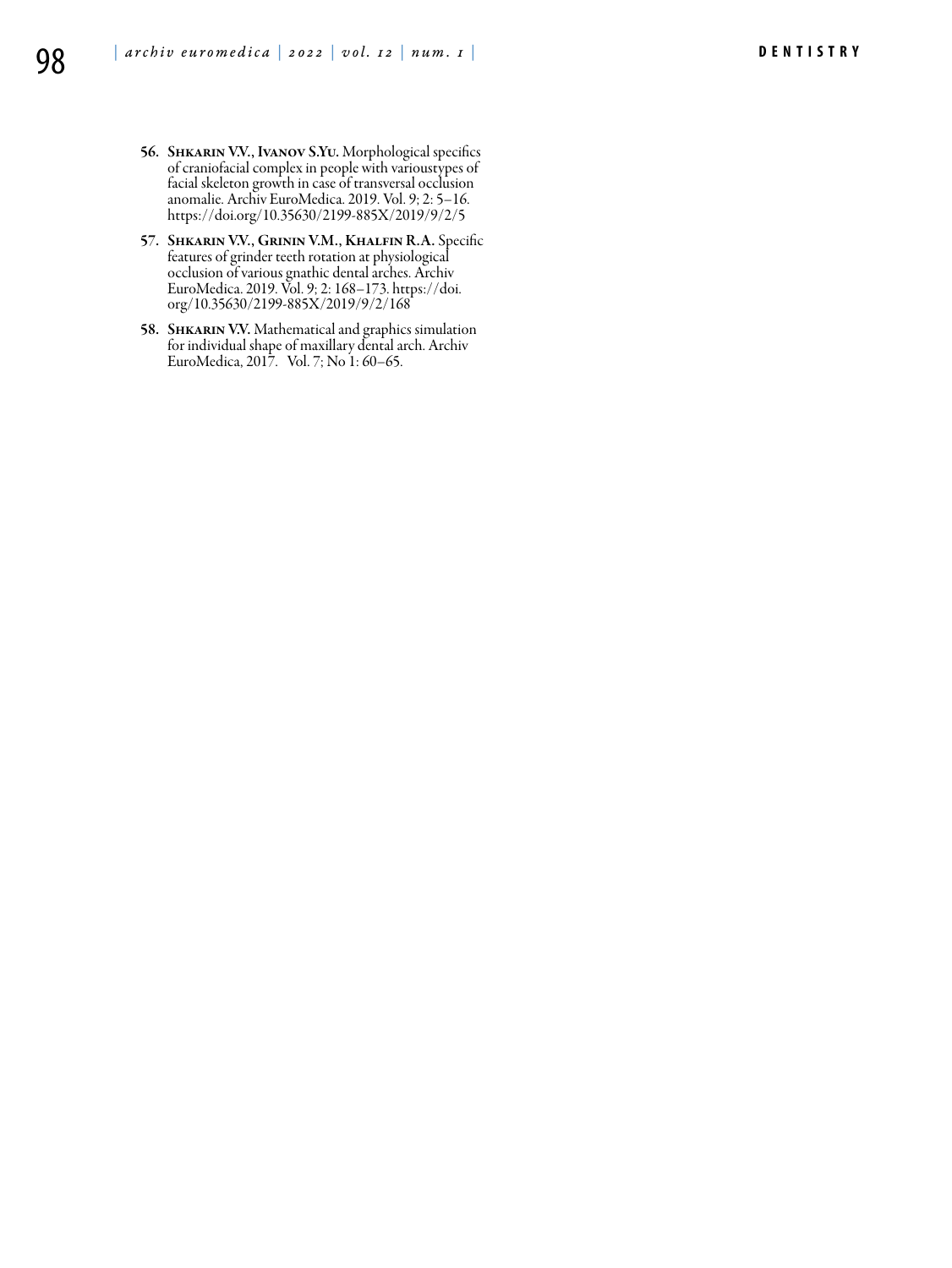56. **Shkarin V.V., Ivanov S.Yu.** Morphological specifics of craniofacial complex in people with varioustypes of facial skeleton growth in case of transversal occlusion anomalie. Archiv EuroMedica. 2019. Vol. 9; 2: 5–16. https://doi.org/10.35630/2199-885X/2019/9/2/5
57. **Shkarin V.V., Grinin V.M., Khalfin R.A.** Specific features of grinder teeth rotation at physiological occlusion of various gnathic dental arches. Archiv EuroMedica. 2019. Vol. 9; 2: 168–173. https://doi.org/10.35630/2199-885X/2019/9/2/168
58. **Shkarin V.V.** Mathematical and graphics simulation for individual shape of maxillary dental arch. Archiv EuroMedica, 2017. Vol. 7; No 1: 60–65.